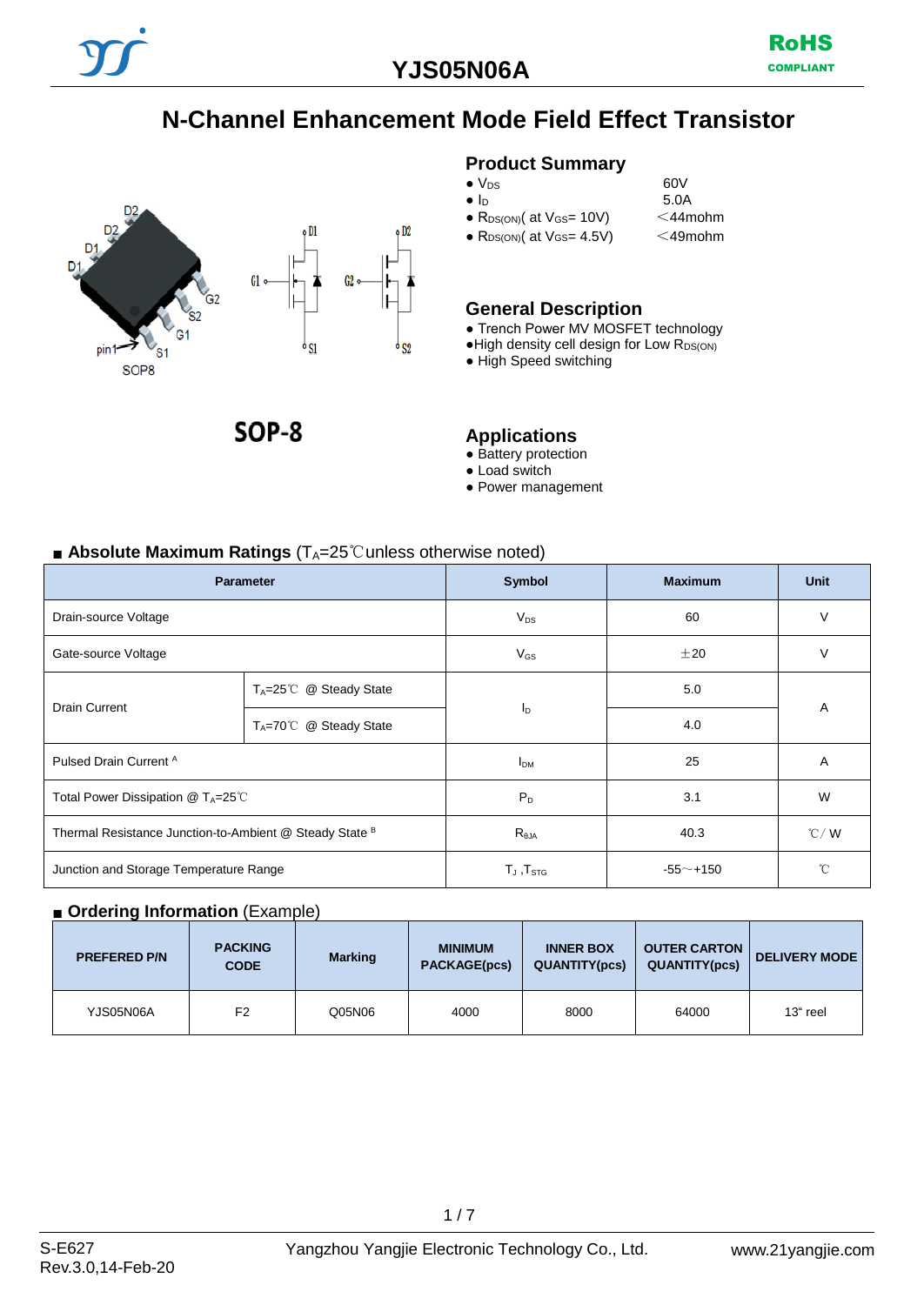# YJS05N06A

RoHS COMPLIANT

## N-Channel Enhancement Mode Field Effect Transistor

SOP-8

### Product Summary

- $V_{DS}$ 60V
- $I_D$ 5.0A
- $R_{DS(ON)}$( at $V_{GS}$= 10V) <44mohm
- $R_{DS(ON)}$( at $V_{GS}$= 4.5V) <49mohm

### General Description

- Trench Power MV MOSFET technology
- High density cell design for Low $R_{DS(ON)}$
- High Speed switching

### Applications

- Battery protection
- Load switch
- Power management

### ■ Absolute Maximum Ratings ($T_A$=25℃unless otherwise noted)

| Parameter | | Symbol | Maximum | Unit |
|---|---|---|---|---|
| Drain-source Voltage | | $V_{DS}$ | 60 | V |
| Gate-source Voltage | | $V_{GS}$ | ±20 | V |
| Drain Current | $T_A$=25℃ @ Steady State | $I_D$ | 5.0 | A |
| | $T_A$=70℃ @ Steady State | | 4.0 | |
| Pulsed Drain Current [A] | | $I_{DM}$ | 25 | A |
| Total Power Dissipation @ $T_A$=25℃ | | $P_D$ | 3.1 | W |
| Thermal Resistance Junction-to-Ambient @ Steady State [B] | | $R_{\theta JA}$ | 40.3 | ℃/ W |
| Junction and Storage Temperature Range | | $T_J$ ,$T_{STG}$ | -55～+150 | ℃ |

### ■ Ordering Information (Example)

| PREFERED P/N | PACKING CODE | Marking | MINIMUM PACKAGE(pcs) | INNER BOX QUANTITY(pcs) | OUTER CARTON QUANTITY(pcs) | DELIVERY MODE |
|---|---|---|---|---|---|---|
| YJS05N06A | F2 | Q05N06 | 4000 | 8000 | 64000 | 13" reel |

S-E627
Rev.3.0,14-Feb-20

Yangzhou Yangjie Electronic Technology Co., Ltd.

www.21yangjie.com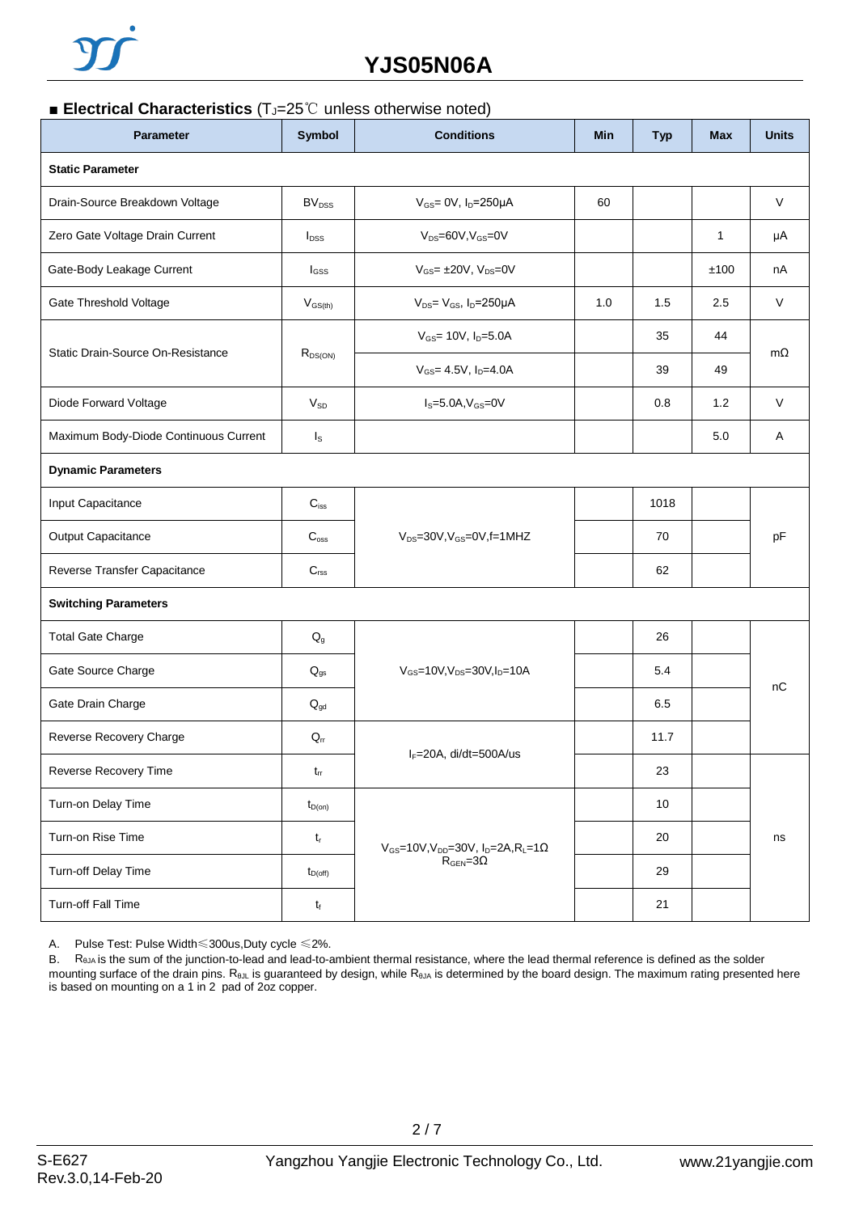## ■ Electrical Characteristics ($T_J$=25℃ unless otherwise noted)

| Parameter | Symbol | Conditions | Min | Typ | Max | Units |
|---|---|---|---|---|---|---|
| **Static Parameter** | | | | | | |
| Drain-Source Breakdown Voltage | $BV_{DSS}$ | $V_{GS}$= 0V, $I_D$=250μA | 60 | | | V |
| Zero Gate Voltage Drain Current | $I_{DSS}$ | $V_{DS}$=60V,$V_{GS}$=0V | | | 1 | μA |
| Gate-Body Leakage Current | $I_{GSS}$ | $V_{GS}$= ±20V, $V_{DS}$=0V | | | ±100 | nA |
| Gate Threshold Voltage | $V_{GS(th)}$ | $V_{DS}$= $V_{GS}$, $I_D$=250μA | 1.0 | 1.5 | 2.5 | V |
| Static Drain-Source On-Resistance | $R_{DS(ON)}$ | $V_{GS}$= 10V, $I_D$=5.0A | | 35 | 44 | mΩ |
| | | $V_{GS}$= 4.5V, $I_D$=4.0A | | 39 | 49 | |
| Diode Forward Voltage | $V_{SD}$ | $I_S$=5.0A,$V_{GS}$=0V | | 0.8 | 1.2 | V |
| Maximum Body-Diode Continuous Current | $I_S$ | | | | 5.0 | A |
| **Dynamic Parameters** | | | | | | |
| Input Capacitance | $C_{iss}$ | $V_{DS}$=30V,$V_{GS}$=0V,f=1MHZ | | 1018 | | pF |
| Output Capacitance | $C_{oss}$ | | | 70 | | |
| Reverse Transfer Capacitance | $C_{rss}$ | | | 62 | | |
| **Switching Parameters** | | | | | | |
| Total Gate Charge | $Q_g$ | $V_{GS}$=10V,$V_{DS}$=30V,$I_D$=10A | | 26 | | nC |
| Gate Source Charge | $Q_{gs}$ | | | 5.4 | | |
| Gate Drain Charge | $Q_{gd}$ | | | 6.5 | | |
| Reverse Recovery Charge | $Q_{rr}$ | $I_F$=20A, di/dt=500A/us | | 11.7 | | |
| Reverse Recovery Time | $t_{rr}$ | | | 23 | | ns |
| Turn-on Delay Time | $t_{D(on)}$ | $V_{GS}$=10V,$V_{DD}$=30V, $I_D$=2A,$R_L$=1Ω $R_{GEN}$=3Ω | | 10 | | |
| Turn-on Rise Time | $t_r$ | | | 20 | | |
| Turn-off Delay Time | $t_{D(off)}$ | | | 29 | | |
| Turn-off Fall Time | $t_f$ | | | 21 | | |

A. Pulse Test: Pulse Width≤300us,Duty cycle ≤2%.

B. $R_{θJA}$ is the sum of the junction-to-lead and lead-to-ambient thermal resistance, where the lead thermal reference is defined as the solder mounting surface of the drain pins. $R_{θJL}$ is guaranteed by design, while $R_{θJA}$ is determined by the board design. The maximum rating presented here is based on mounting on a 1 in 2 pad of 2oz copper.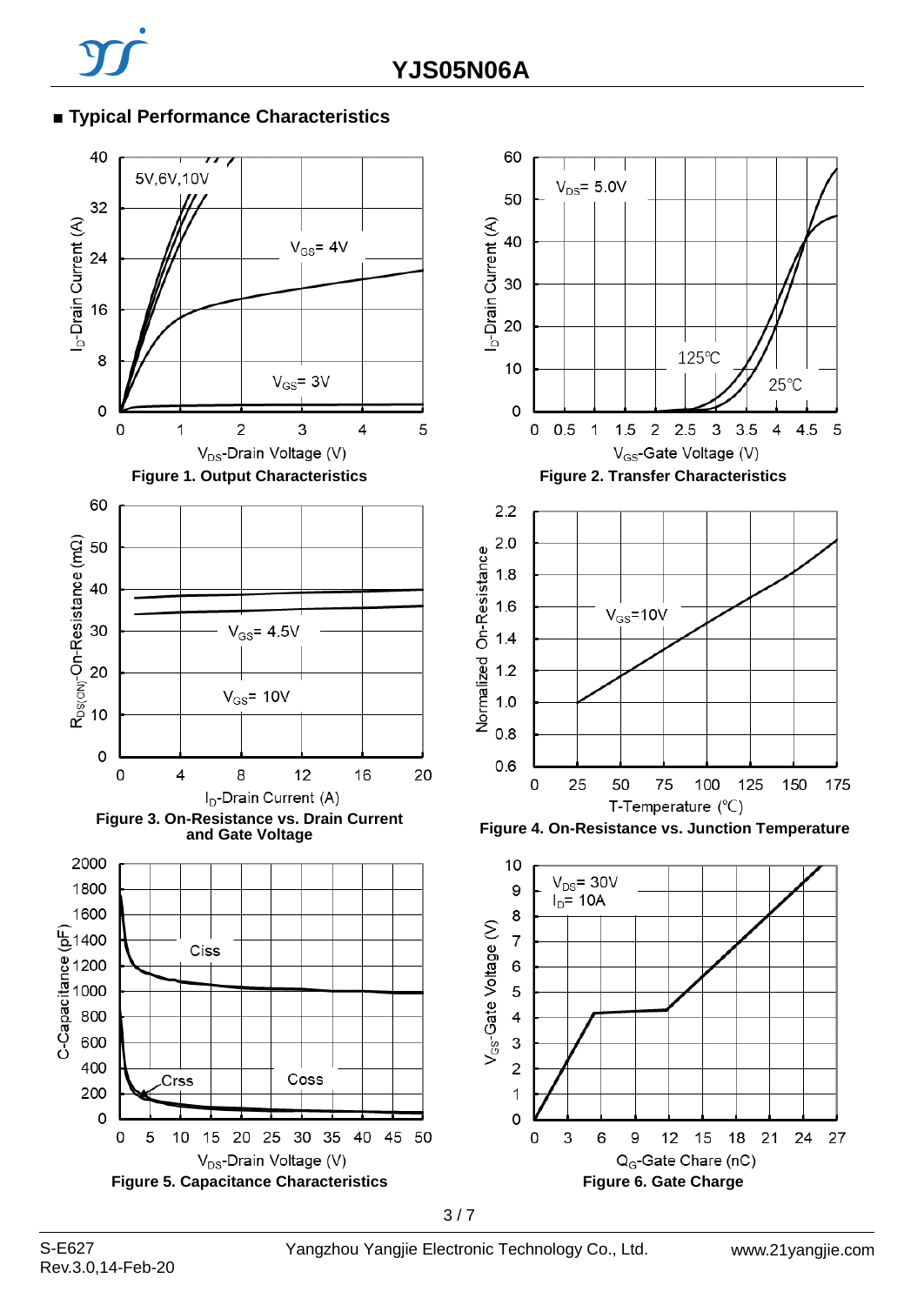## ■ Typical Performance Characteristics

**Figure 1. Output Characteristics**

**Figure 2. Transfer Characteristics**

**Figure 3. On-Resistance vs. Drain Current and Gate Voltage**

**Figure 4. On-Resistance vs. Junction Temperature**

**Figure 5. Capacitance Characteristics**

**Figure 6. Gate Charge**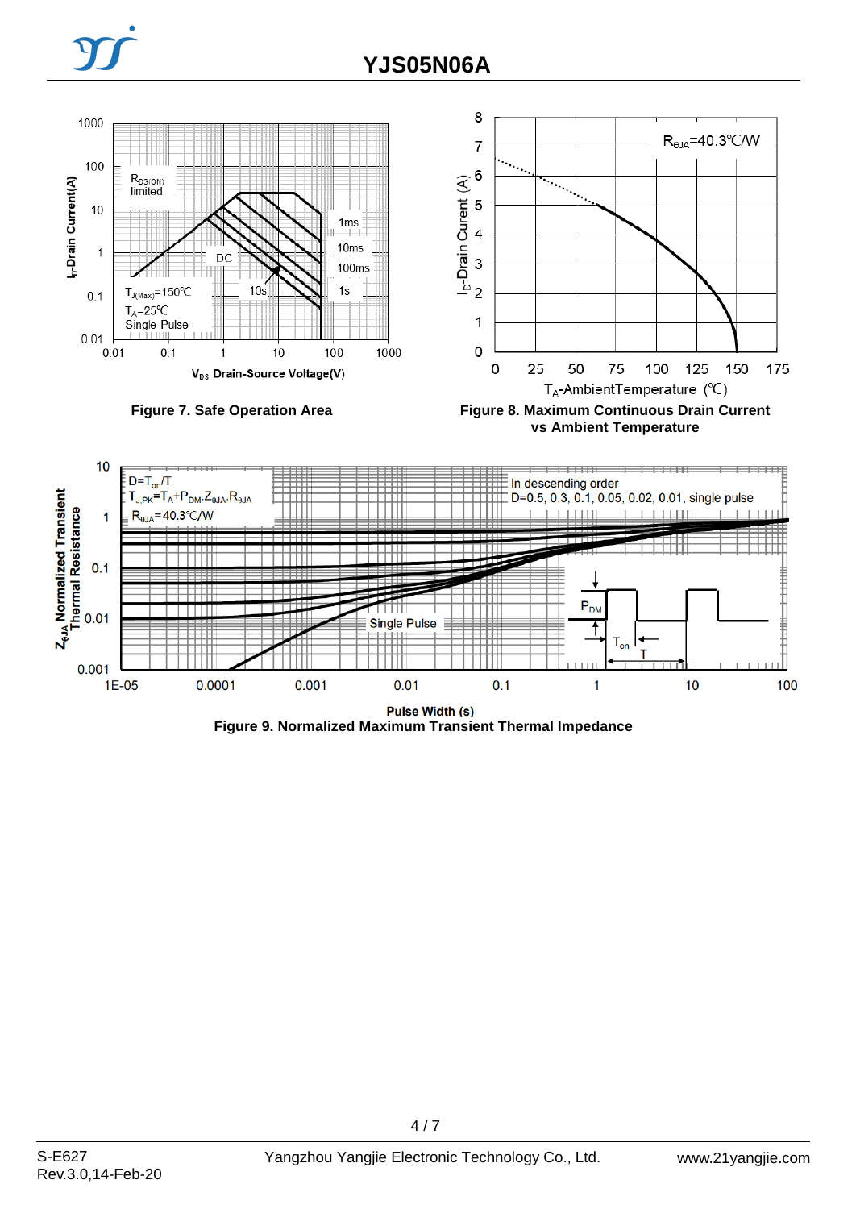Figure 7. Safe Operation Area

Figure 8. Maximum Continuous Drain Current vs Ambient Temperature

Figure 9. Normalized Maximum Transient Thermal Impedance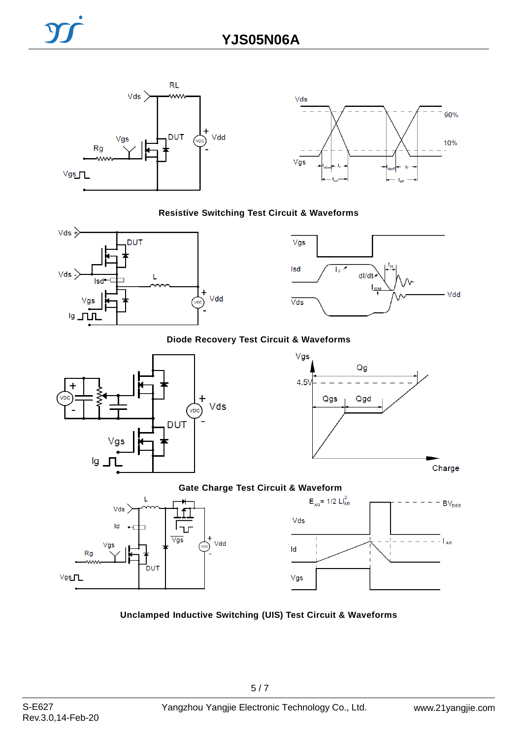Resistive Switching Test Circuit & Waveforms

Diode Recovery Test Circuit & Waveforms

Gate Charge Test Circuit & Waveform

Unclamped Inductive Switching (UIS) Test Circuit & Waveforms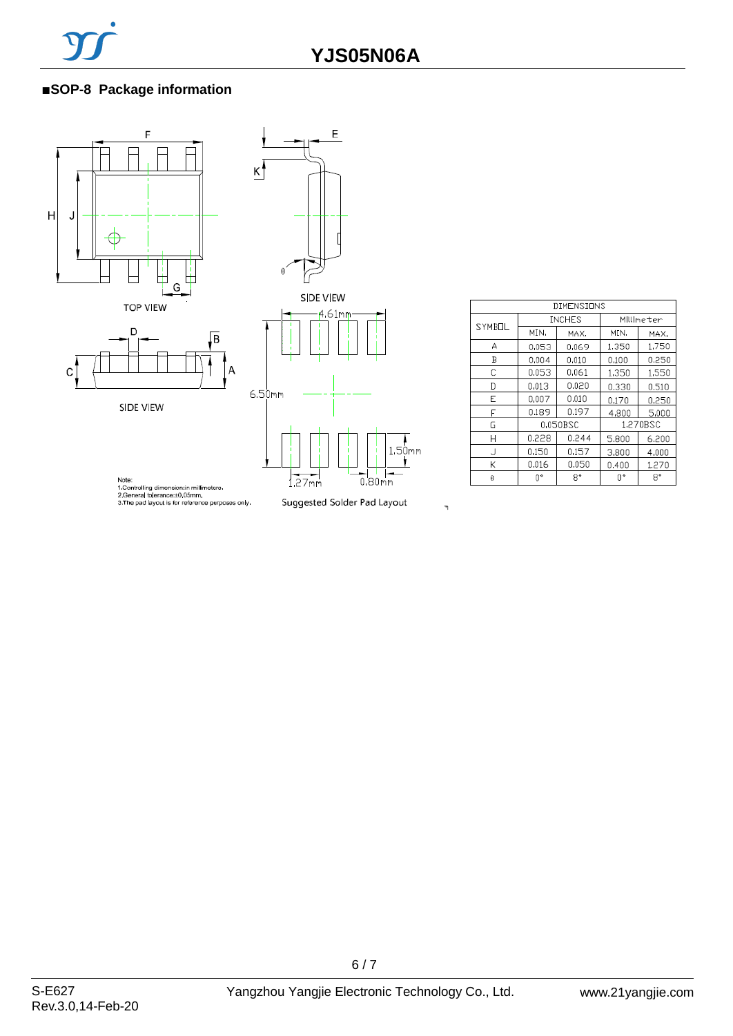## ■SOP-8 Package information

TOP VIEW

SIDE VIEW

SIDE VIEW

Suggested Solder Pad Layout

4.61mm

6.50mm

1.50mm

1.27mm

0.80mm

Note:
1.Controlling dimension:in millimeters.
2.General tolerance:±0.05mm.
3.The pad layout is for reference purposes only.

| SYMBOL | DIMENSIONS | | | |
|---|---|---|---|---|
| | INCHES | | Millimeter | |
| | MIN. | MAX. | MIN. | MAX. |
| A | 0.053 | 0.069 | 1.350 | 1.750 |
| B | 0.004 | 0.010 | 0.100 | 0.250 |
| C | 0.053 | 0.061 | 1.350 | 1.550 |
| D | 0.013 | 0.020 | 0.330 | 0.510 |
| E | 0.007 | 0.010 | 0.170 | 0.250 |
| F | 0.189 | 0.197 | 4.800 | 5.000 |
| G | 0.050BSC | | 1.270BSC | |
| H | 0.228 | 0.244 | 5.800 | 6.200 |
| J | 0.150 | 0.157 | 3.800 | 4.000 |
| K | 0.016 | 0.050 | 0.400 | 1.270 |
| θ | 0° | 8° | 0° | 8° |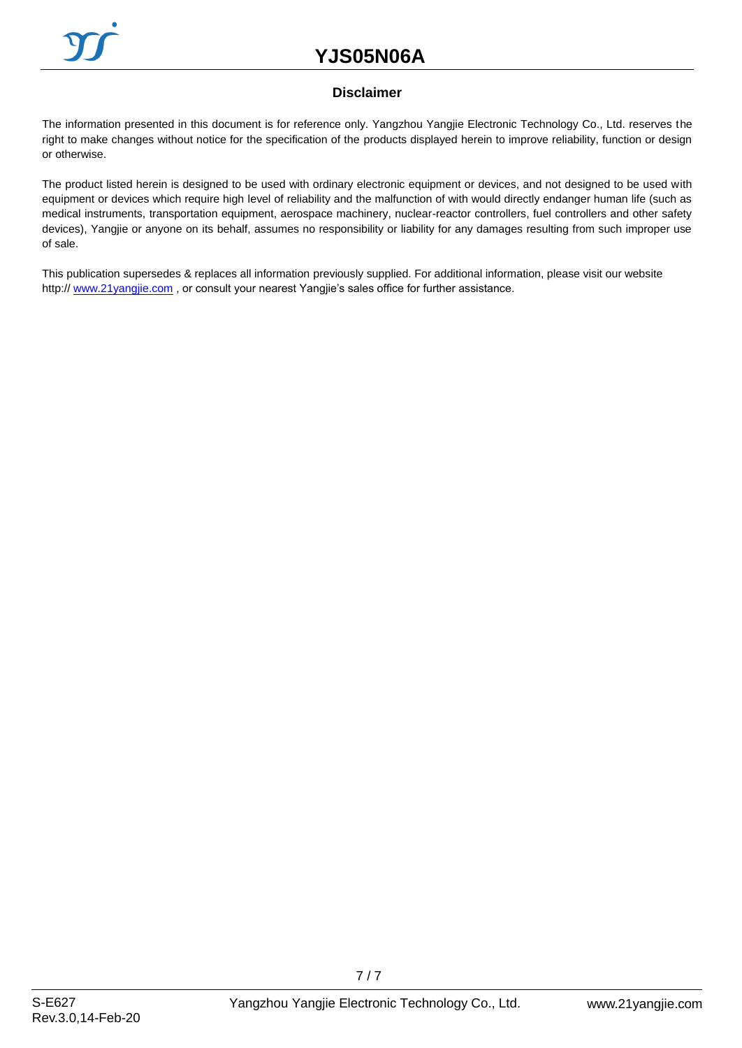## Disclaimer

The information presented in this document is for reference only. Yangzhou Yangjie Electronic Technology Co., Ltd. reserves the right to make changes without notice for the specification of the products displayed herein to improve reliability, function or design or otherwise.

The product listed herein is designed to be used with ordinary electronic equipment or devices, and not designed to be used with equipment or devices which require high level of reliability and the malfunction of with would directly endanger human life (such as medical instruments, transportation equipment, aerospace machinery, nuclear-reactor controllers, fuel controllers and other safety devices), Yangjie or anyone on its behalf, assumes no responsibility or liability for any damages resulting from such improper use of sale.

This publication supersedes & replaces all information previously supplied. For additional information, please visit our website http:// www.21yangjie.com , or consult your nearest Yangjie's sales office for further assistance.